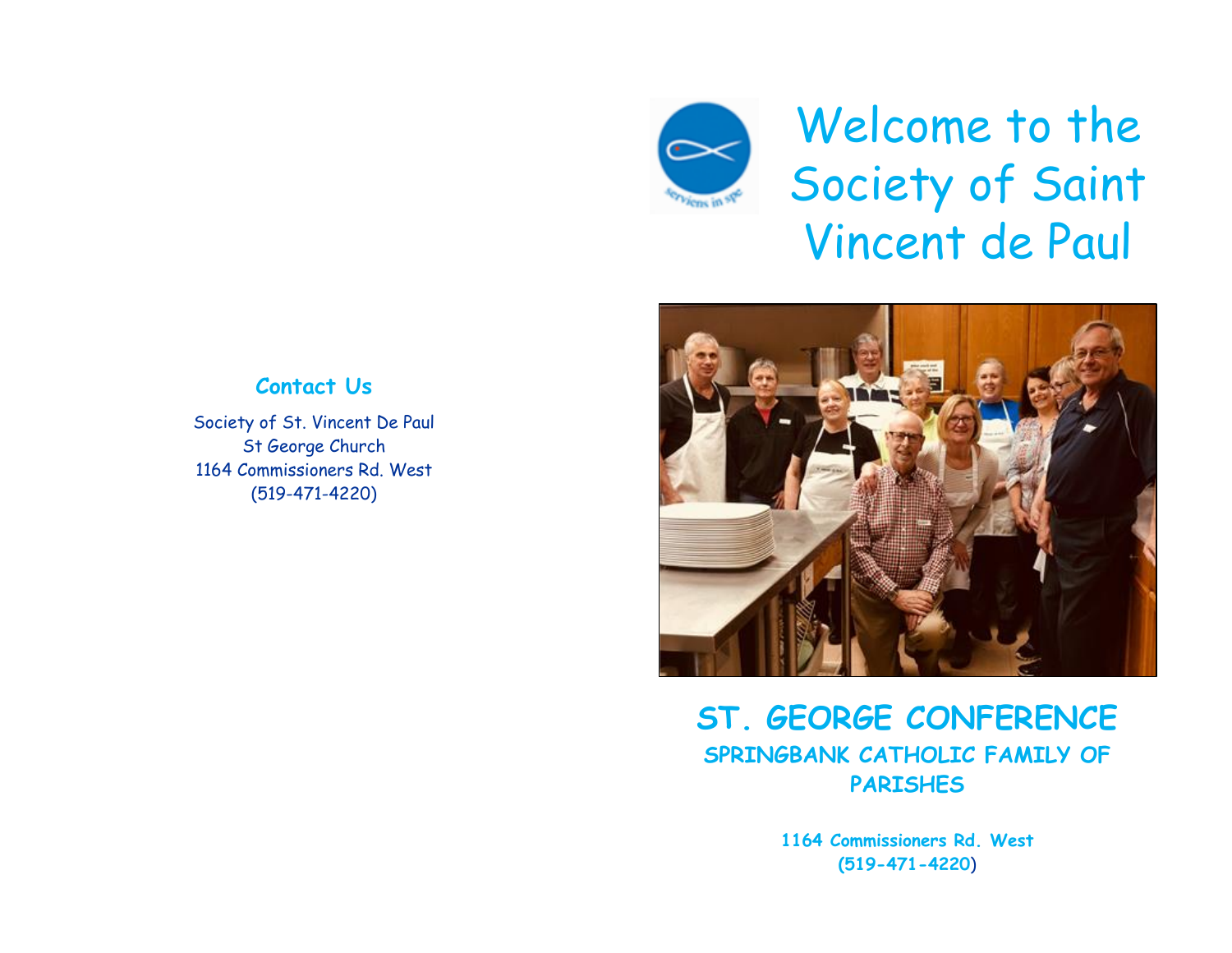## Contact Us

Society of St. Vincent De Paul
St George Church
1164 Commissioners Rd. West
(519-471-4220)

# Welcome to the Society of Saint Vincent de Paul

## ST. GEORGE CONFERENCE

### SPRINGBANK CATHOLIC FAMILY OF PARISHES

**1164 Commissioners Rd. West**
**(519-471-4220)**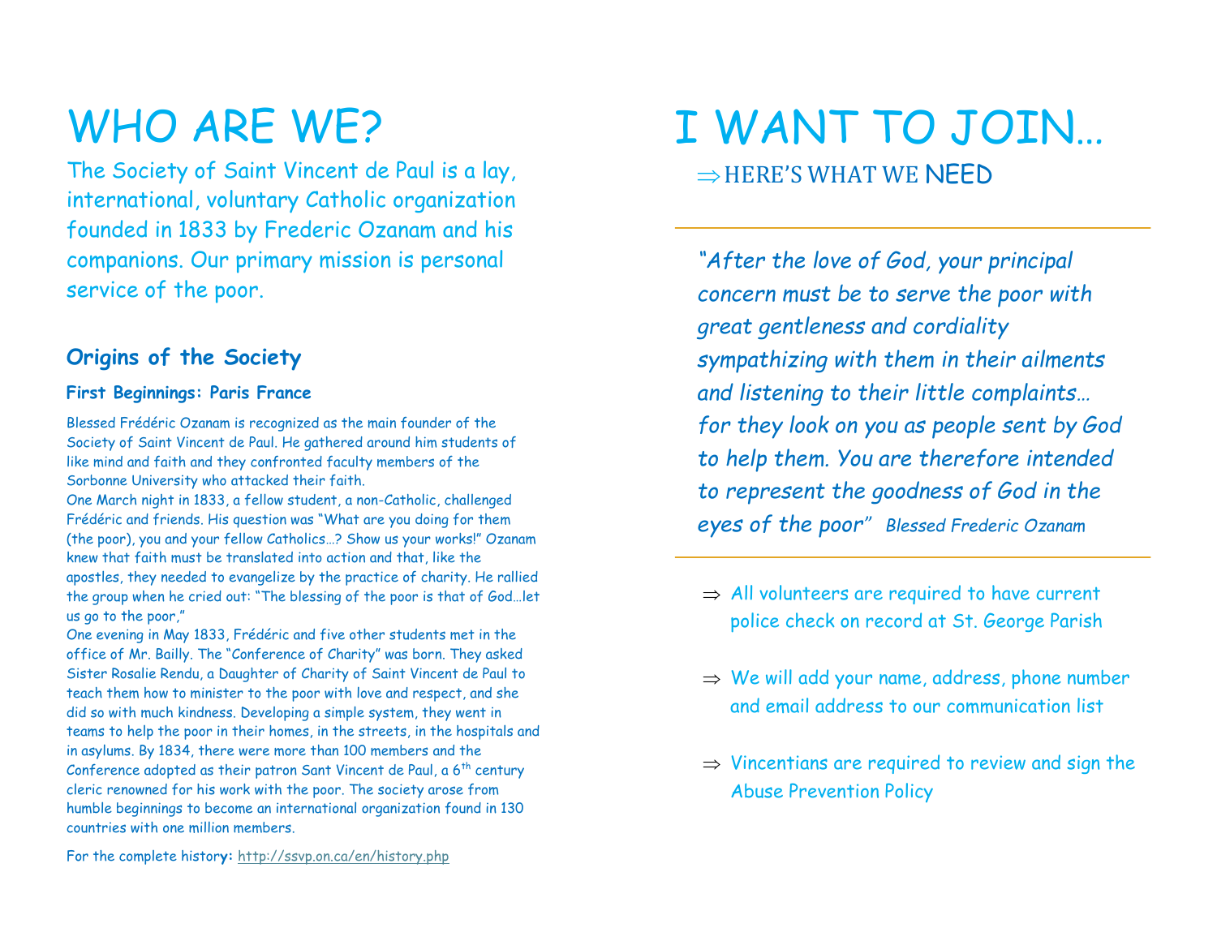# WHO ARE WE?

The Society of Saint Vincent de Paul is a lay, international, voluntary Catholic organization founded in 1833 by Frederic Ozanam and his companions. Our primary mission is personal service of the poor.

## Origins of the Society

### First Beginnings: Paris France

Blessed Frédéric Ozanam is recognized as the main founder of the Society of Saint Vincent de Paul. He gathered around him students of like mind and faith and they confronted faculty members of the Sorbonne University who attacked their faith.

One March night in 1833, a fellow student, a non-Catholic, challenged Frédéric and friends. His question was "What are you doing for them (the poor), you and your fellow Catholics…? Show us your works!" Ozanam knew that faith must be translated into action and that, like the apostles, they needed to evangelize by the practice of charity. He rallied the group when he cried out: "The blessing of the poor is that of God…let us go to the poor,"

One evening in May 1833, Frédéric and five other students met in the office of Mr. Bailly. The "Conference of Charity" was born. They asked Sister Rosalie Rendu, a Daughter of Charity of Saint Vincent de Paul to teach them how to minister to the poor with love and respect, and she did so with much kindness. Developing a simple system, they went in teams to help the poor in their homes, in the streets, in the hospitals and in asylums. By 1834, there were more than 100 members and the Conference adopted as their patron Sant Vincent de Paul, a 6th century cleric renowned for his work with the poor. The society arose from humble beginnings to become an international organization found in 130 countries with one million members.

For the complete history: http://ssvp.on.ca/en/history.php

# I WANT TO JOIN…

⇒ HERE'S WHAT WE NEED

---

*"After the love of God, your principal concern must be to serve the poor with great gentleness and cordiality sympathizing with them in their ailments and listening to their little complaints… for they look on you as people sent by God to help them. You are therefore intended to represent the goodness of God in the eyes of the poor"* *Blessed Frederic Ozanam*

---

- ⇒ All volunteers are required to have current police check on record at St. George Parish
- ⇒ We will add your name, address, phone number and email address to our communication list
- ⇒ Vincentians are required to review and sign the Abuse Prevention Policy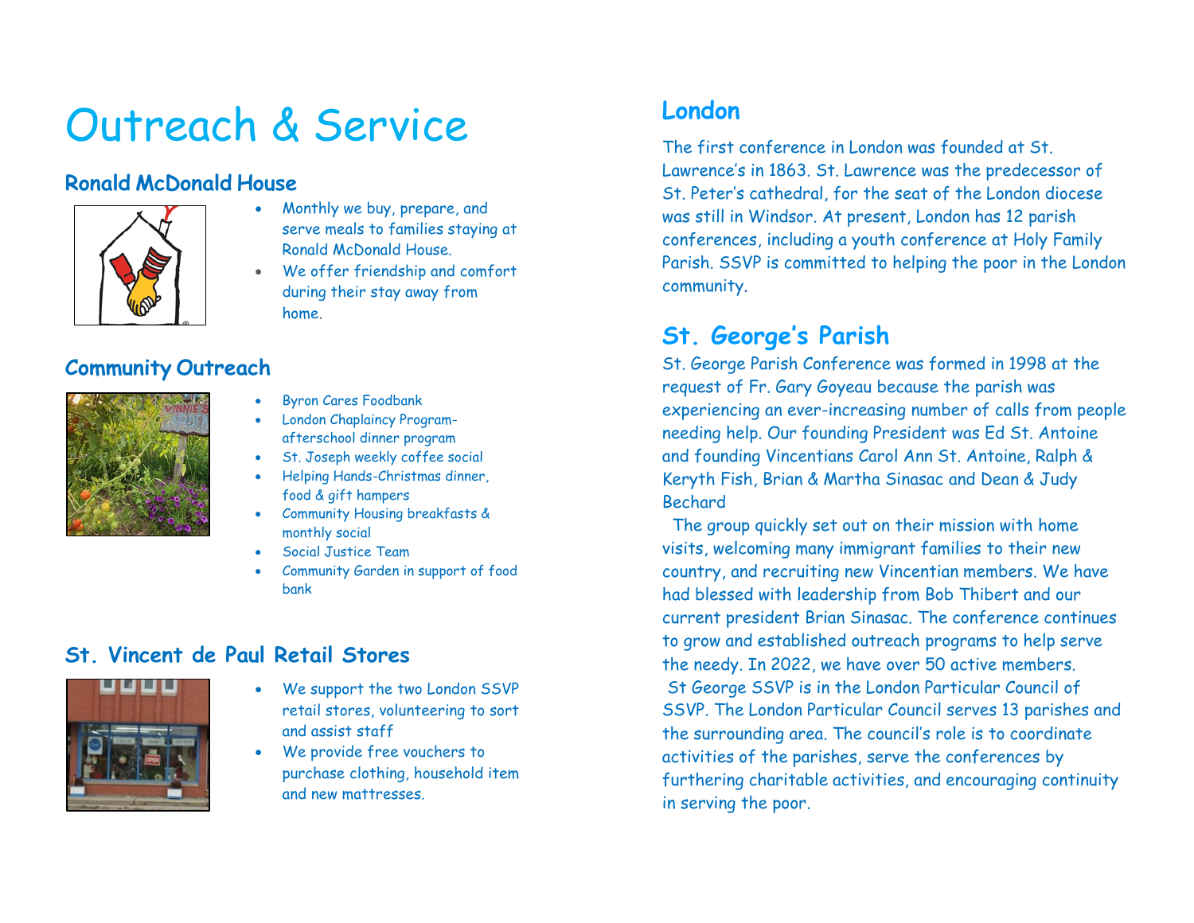# Outreach & Service

## Ronald McDonald House

- Monthly we buy, prepare, and serve meals to families staying at Ronald McDonald House.
- We offer friendship and comfort during their stay away from home.

## Community Outreach

- Byron Cares Foodbank
- London Chaplaincy Program-afterschool dinner program
- St. Joseph weekly coffee social
- Helping Hands-Christmas dinner, food & gift hampers
- Community Housing breakfasts & monthly social
- Social Justice Team
- Community Garden in support of food bank

## St. Vincent de Paul Retail Stores

- We support the two London SSVP retail stores, volunteering to sort and assist staff
- We provide free vouchers to purchase clothing, household item and new mattresses.

## London

The first conference in London was founded at St. Lawrence's in 1863. St. Lawrence was the predecessor of St. Peter's cathedral, for the seat of the London diocese was still in Windsor. At present, London has 12 parish conferences, including a youth conference at Holy Family Parish. SSVP is committed to helping the poor in the London community.

## St. George's Parish

St. George Parish Conference was formed in 1998 at the request of Fr. Gary Goyeau because the parish was experiencing an ever-increasing number of calls from people needing help. Our founding President was Ed St. Antoine and founding Vincentians Carol Ann St. Antoine, Ralph & Keryth Fish, Brian & Martha Sinasac and Dean & Judy Bechard

The group quickly set out on their mission with home visits, welcoming many immigrant families to their new country, and recruiting new Vincentian members. We have had blessed with leadership from Bob Thibert and our current president Brian Sinasac. The conference continues to grow and established outreach programs to help serve the needy. In 2022, we have over 50 active members.

St George SSVP is in the London Particular Council of SSVP. The London Particular Council serves 13 parishes and the surrounding area. The council's role is to coordinate activities of the parishes, serve the conferences by furthering charitable activities, and encouraging continuity in serving the poor.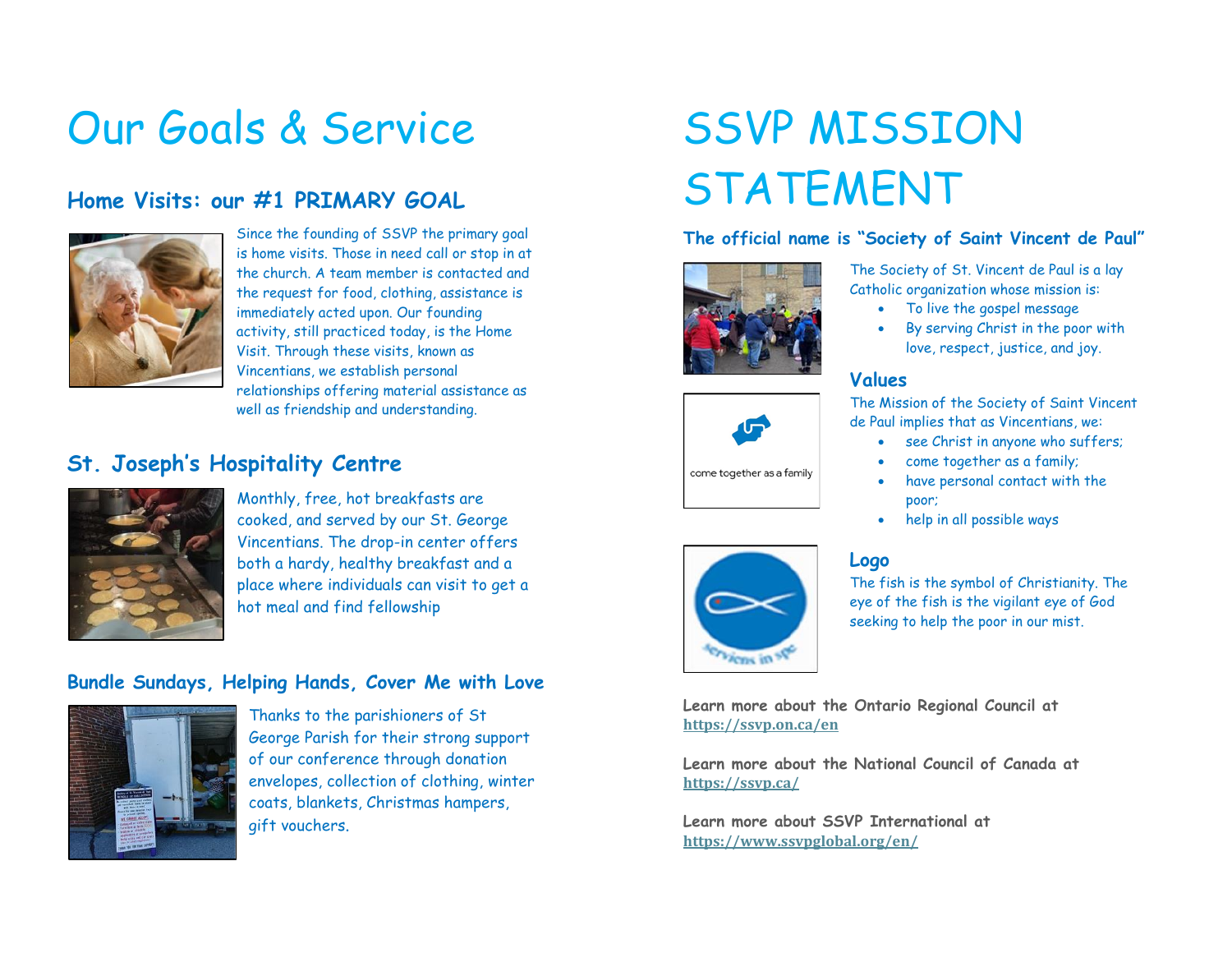# Our Goals & Service

## Home Visits: our #1 PRIMARY GOAL

Since the founding of SSVP the primary goal is home visits. Those in need call or stop in at the church. A team member is contacted and the request for food, clothing, assistance is immediately acted upon. Our founding activity, still practiced today, is the Home Visit. Through these visits, known as Vincentians, we establish personal relationships offering material assistance as well as friendship and understanding.

## St. Joseph's Hospitality Centre

Monthly, free, hot breakfasts are cooked, and served by our St. George Vincentians. The drop-in center offers both a hardy, healthy breakfast and a place where individuals can visit to get a hot meal and find fellowship

## Bundle Sundays, Helping Hands, Cover Me with Love

Thanks to the parishioners of St George Parish for their strong support of our conference through donation envelopes, collection of clothing, winter coats, blankets, Christmas hampers, gift vouchers.

# SSVP MISSION STATEMENT

## The official name is "Society of Saint Vincent de Paul"

The Society of St. Vincent de Paul is a lay Catholic organization whose mission is:

- To live the gospel message
- By serving Christ in the poor with love, respect, justice, and joy.

### Values

come together as a family

The Mission of the Society of Saint Vincent de Paul implies that as Vincentians, we:

- see Christ in anyone who suffers;
- come together as a family;
- have personal contact with the poor;
- help in all possible ways

### Logo

serviens in spe

The fish is the symbol of Christianity. The eye of the fish is the vigilant eye of God seeking to help the poor in our mist.

**Learn more about the Ontario Regional Council at**
https://ssvp.on.ca/en

**Learn more about the National Council of Canada at**
https://ssvp.ca/

**Learn more about SSVP International at**
https://www.ssvpglobal.org/en/